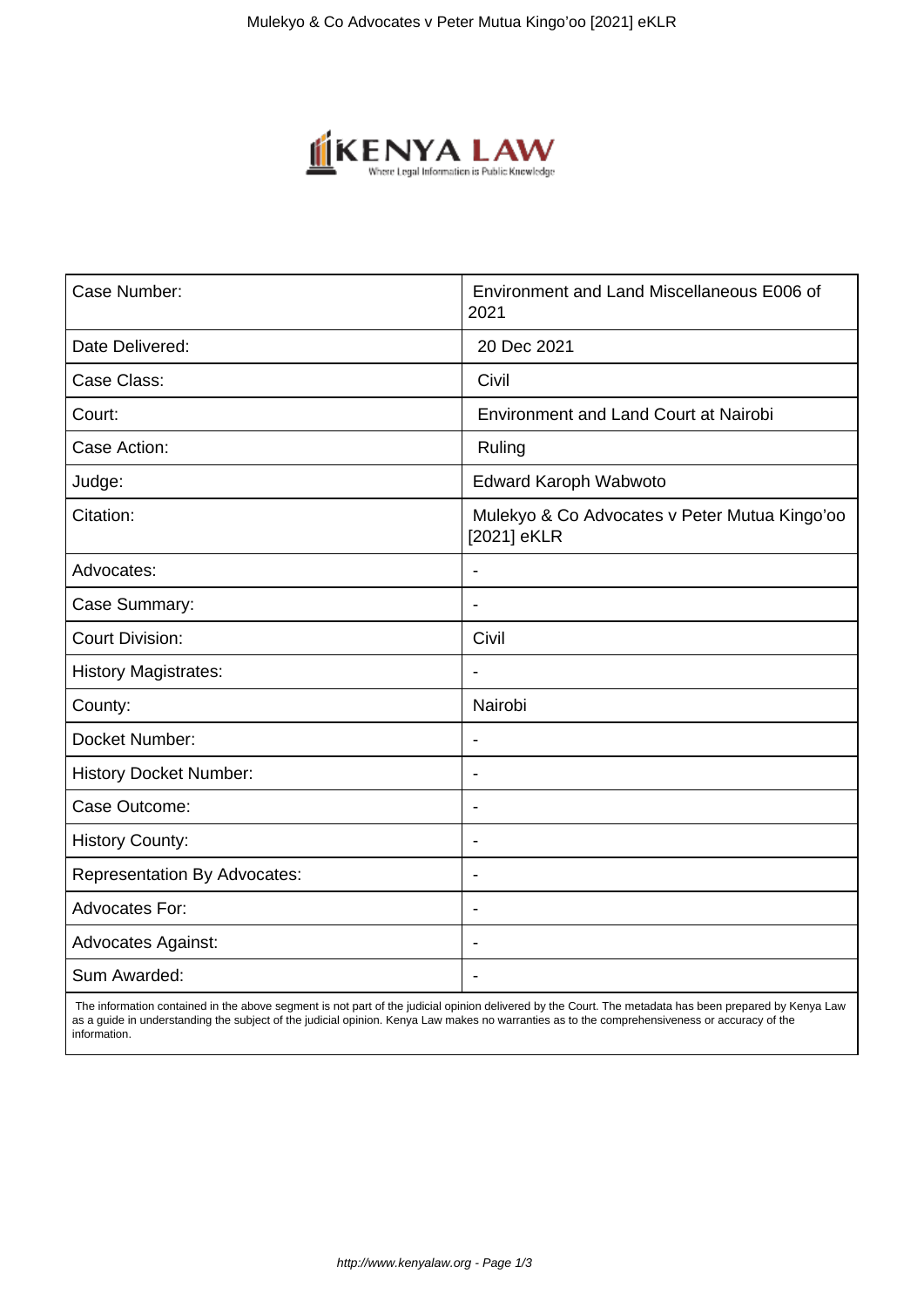| Case Number: | Environment and Land Miscellaneous E006 of 2021 |
|---|---|
| Date Delivered: | 20 Dec 2021 |
| Case Class: | Civil |
| Court: | Environment and Land Court at Nairobi |
| Case Action: | Ruling |
| Judge: | Edward Karoph Wabwoto |
| Citation: | Mulekyo & Co Advocates v Peter Mutua Kingo'oo [2021] eKLR |
| Advocates: | - |
| Case Summary: | - |
| Court Division: | Civil |
| History Magistrates: | - |
| County: | Nairobi |
| Docket Number: | - |
| History Docket Number: | - |
| Case Outcome: | - |
| History County: | - |
| Representation By Advocates: | - |
| Advocates For: | - |
| Advocates Against: | - |
| Sum Awarded: | - |

The information contained in the above segment is not part of the judicial opinion delivered by the Court. The metadata has been prepared by Kenya Law as a guide in understanding the subject of the judicial opinion. Kenya Law makes no warranties as to the comprehensiveness or accuracy of the information.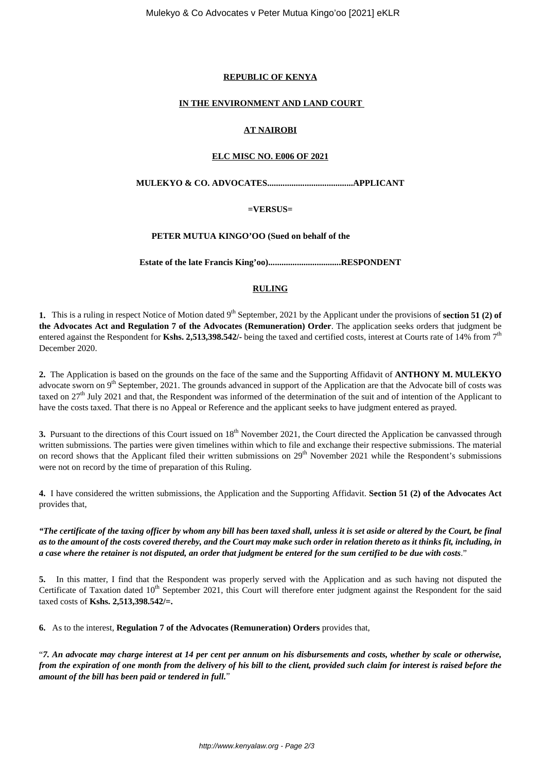**REPUBLIC OF KENYA**

**IN THE ENVIRONMENT AND LAND COURT**

**AT NAIROBI**

**ELC MISC NO. E006 OF 2021**

**MULEKYO & CO. ADVOCATES.......................................APPLICANT**

**=VERSUS=**

**PETER MUTUA KINGO'OO (Sued on behalf of the**

**Estate of the late Francis King'oo).................................RESPONDENT**

**RULING**

**1.** This is a ruling in respect Notice of Motion dated 9th September, 2021 by the Applicant under the provisions of **section 51 (2) of the Advocates Act and Regulation 7 of the Advocates (Remuneration) Order**. The application seeks orders that judgment be entered against the Respondent for **Kshs. 2,513,398.542/-** being the taxed and certified costs, interest at Courts rate of 14% from 7th December 2020.

**2.** The Application is based on the grounds on the face of the same and the Supporting Affidavit of **ANTHONY M. MULEKYO** advocate sworn on 9th September, 2021. The grounds advanced in support of the Application are that the Advocate bill of costs was taxed on 27th July 2021 and that, the Respondent was informed of the determination of the suit and of intention of the Applicant to have the costs taxed. That there is no Appeal or Reference and the applicant seeks to have judgment entered as prayed.

**3.** Pursuant to the directions of this Court issued on 18th November 2021, the Court directed the Application be canvassed through written submissions. The parties were given timelines within which to file and exchange their respective submissions. The material on record shows that the Applicant filed their written submissions on 29th November 2021 while the Respondent's submissions were not on record by the time of preparation of this Ruling.

**4.** I have considered the written submissions, the Application and the Supporting Affidavit. **Section 51 (2) of the Advocates Act** provides that,

***"The certificate of the taxing officer by whom any bill has been taxed shall, unless it is set aside or altered by the Court, be final as to the amount of the costs covered thereby, and the Court may make such order in relation thereto as it thinks fit, including, in a case where the retainer is not disputed, an order that judgment be entered for the sum certified to be due with costs."***

**5.** In this matter, I find that the Respondent was properly served with the Application and as such having not disputed the Certificate of Taxation dated 10th September 2021, this Court will therefore enter judgment against the Respondent for the said taxed costs of **Kshs. 2,513,398.542/=.**

**6.** As to the interest, **Regulation 7 of the Advocates (Remuneration) Orders** provides that,

"***7. An advocate may charge interest at 14 per cent per annum on his disbursements and costs, whether by scale or otherwise, from the expiration of one month from the delivery of his bill to the client, provided such claim for interest is raised before the amount of the bill has been paid or tendered in full.***"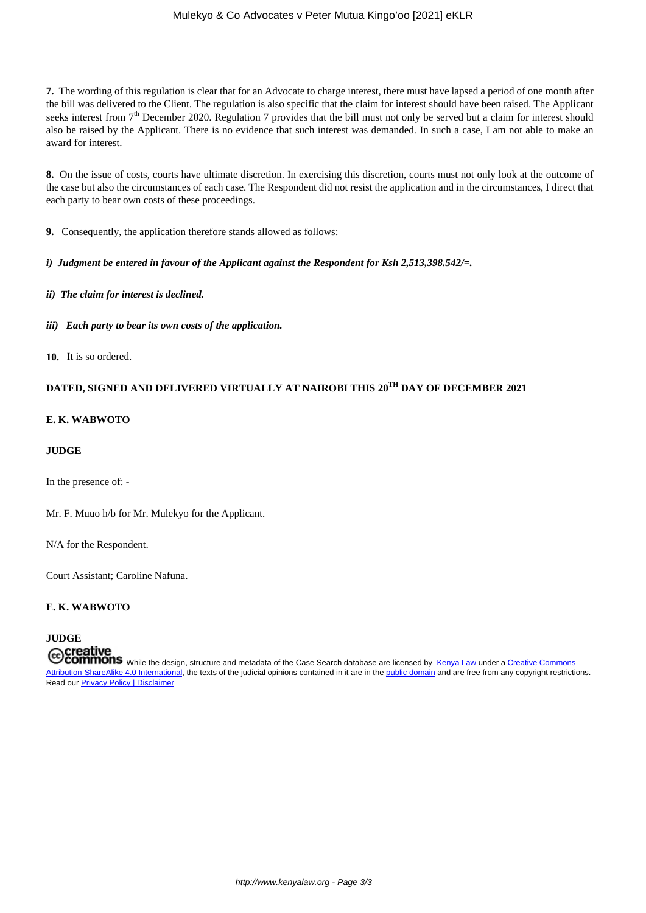**7.** The wording of this regulation is clear that for an Advocate to charge interest, there must have lapsed a period of one month after the bill was delivered to the Client. The regulation is also specific that the claim for interest should have been raised. The Applicant seeks interest from 7th December 2020. Regulation 7 provides that the bill must not only be served but a claim for interest should also be raised by the Applicant. There is no evidence that such interest was demanded. In such a case, I am not able to make an award for interest.

**8.** On the issue of costs, courts have ultimate discretion. In exercising this discretion, courts must not only look at the outcome of the case but also the circumstances of each case. The Respondent did not resist the application and in the circumstances, I direct that each party to bear own costs of these proceedings.

**9.** Consequently, the application therefore stands allowed as follows:

***i) Judgment be entered in favour of the Applicant against the Respondent for Ksh 2,513,398.542/=.***

***ii) The claim for interest is declined.***

***iii) Each party to bear its own costs of the application.***

**10.** It is so ordered.

**DATED, SIGNED AND DELIVERED VIRTUALLY AT NAIROBI THIS 20TH DAY OF DECEMBER 2021**

**E. K. WABWOTO**

**JUDGE**

In the presence of: -

Mr. F. Muuo h/b for Mr. Mulekyo for the Applicant.

N/A for the Respondent.

Court Assistant; Caroline Nafuna.

**E. K. WABWOTO**

**JUDGE**

While the design, structure and metadata of the Case Search database are licensed by Kenya Law under a Creative Commons Attribution-ShareAlike 4.0 International, the texts of the judicial opinions contained in it are in the public domain and are free from any copyright restrictions. Read our Privacy Policy | Disclaimer